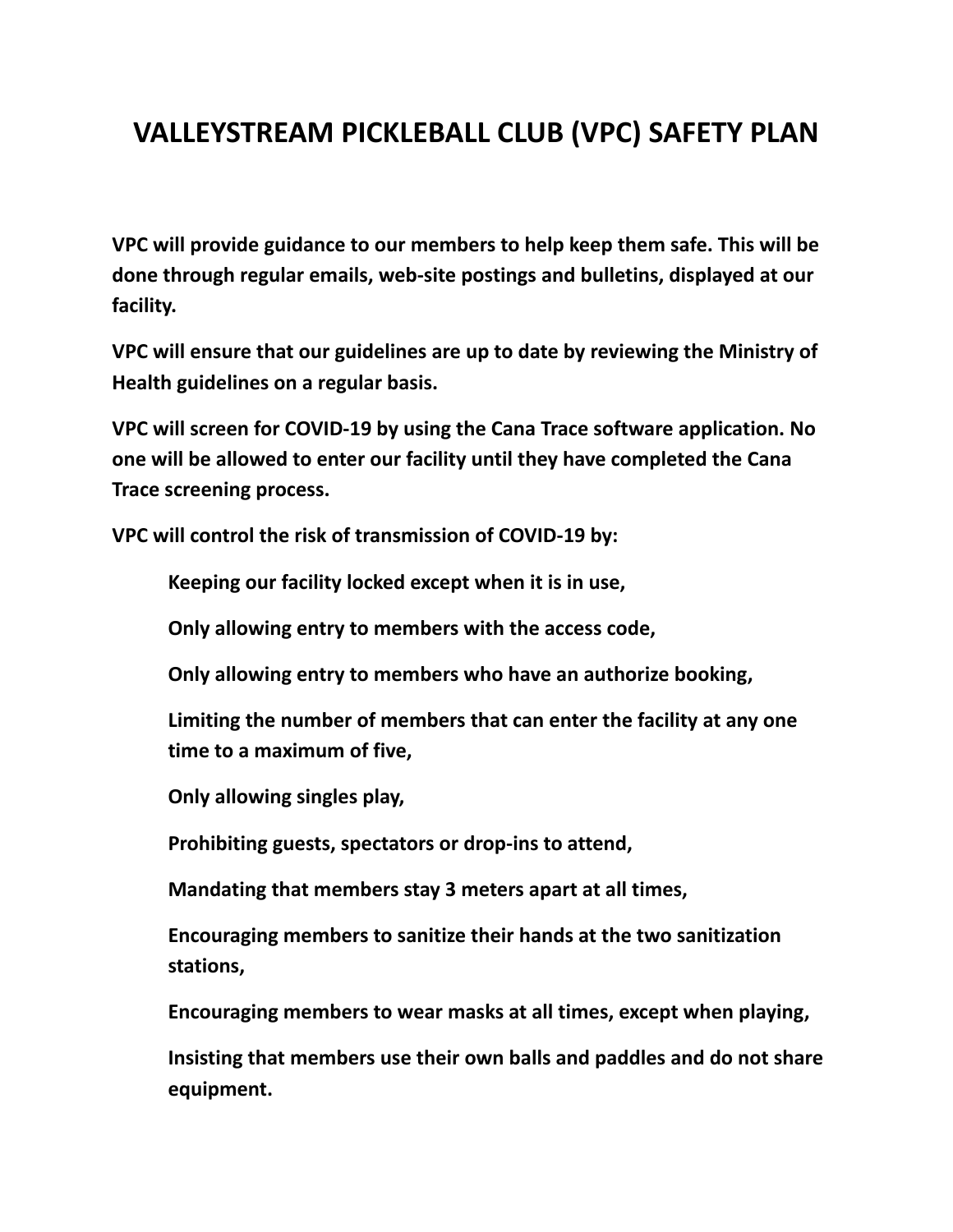# VALLEYSTREAM PICKLEBALL CLUB (VPC) SAFETY PLAN

**VPC will provide guidance to our members to help keep them safe. This will be done through regular emails, web-site postings and bulletins, displayed at our facility.**

**VPC will ensure that our guidelines are up to date by reviewing the Ministry of Health guidelines on a regular basis.**

**VPC will screen for COVID-19 by using the Cana Trace software application. No one will be allowed to enter our facility until they have completed the Cana Trace screening process.**

**VPC will control the risk of transmission of COVID-19 by:**

> **Keeping our facility locked except when it is in use,**
>
> **Only allowing entry to members with the access code,**
>
> **Only allowing entry to members who have an authorize booking,**
>
> **Limiting the number of members that can enter the facility at any one time to a maximum of five,**
>
> **Only allowing singles play,**
>
> **Prohibiting guests, spectators or drop-ins to attend,**
>
> **Mandating that members stay 3 meters apart at all times,**
>
> **Encouraging members to sanitize their hands at the two sanitization stations,**
>
> **Encouraging members to wear masks at all times, except when playing,**
>
> **Insisting that members use their own balls and paddles and do not share equipment.**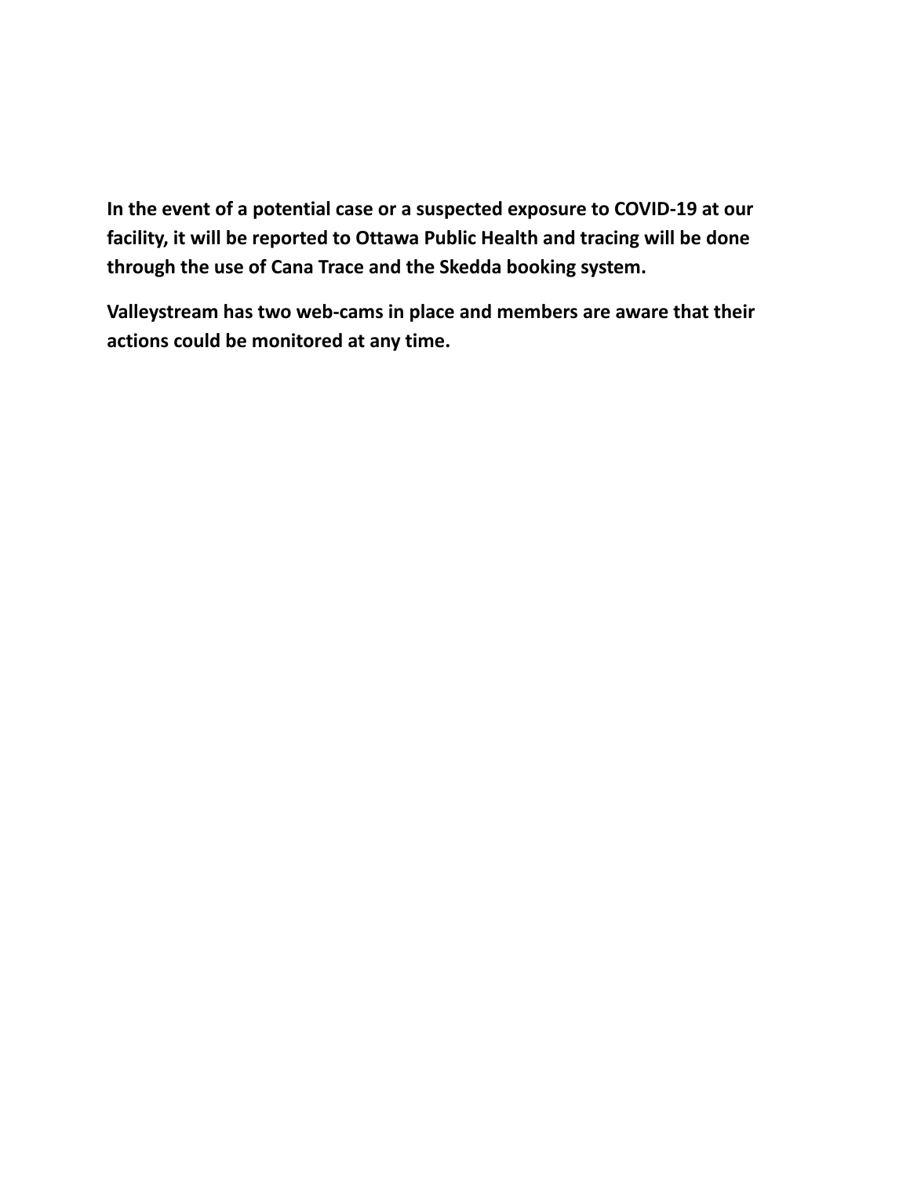**In the event of a potential case or a suspected exposure to COVID-19 at our facility, it will be reported to Ottawa Public Health and tracing will be done through the use of Cana Trace and the Skedda booking system.**

**Valleystream has two web-cams in place and members are aware that their actions could be monitored at any time.**